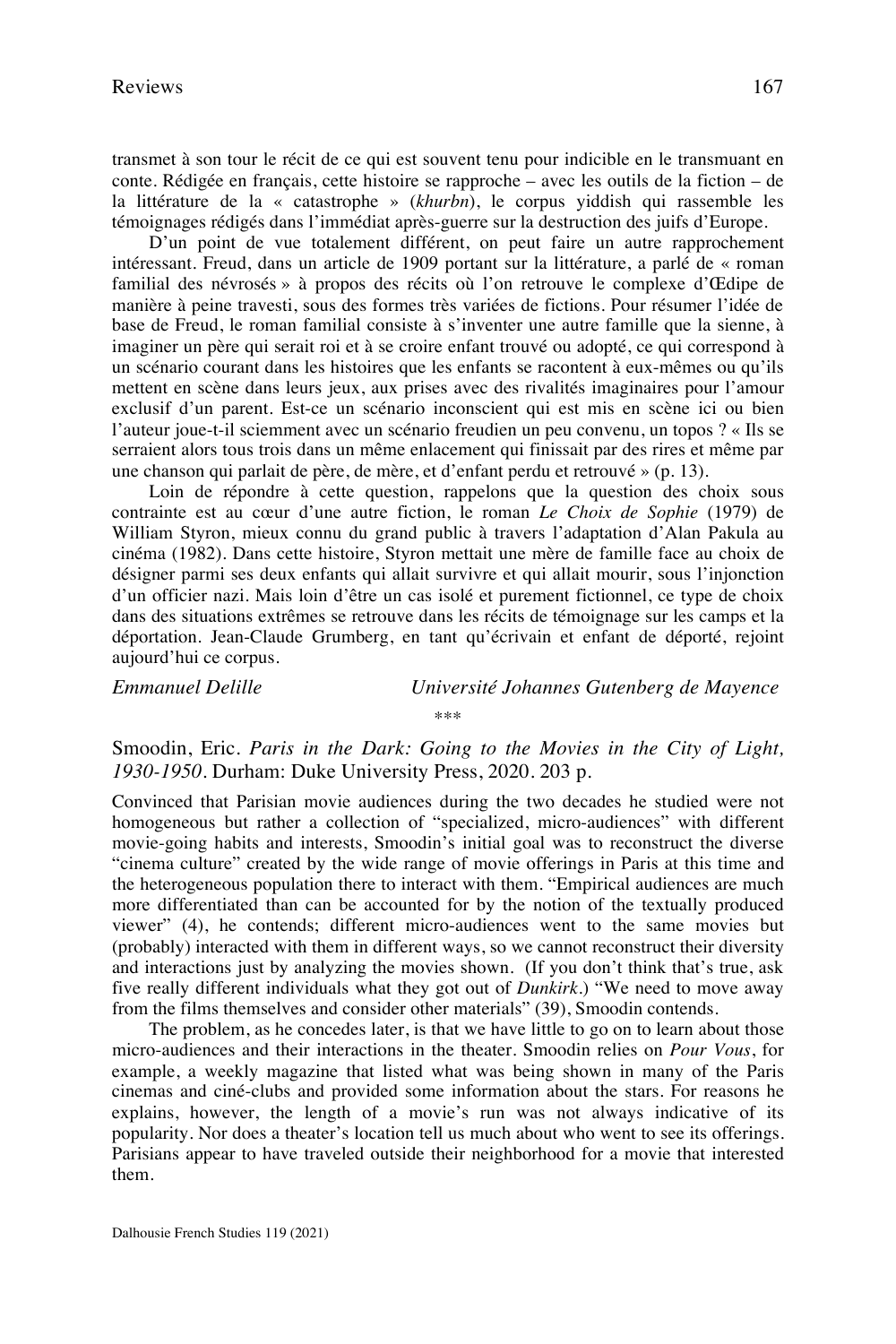transmet à son tour le récit de ce qui est souvent tenu pour indicible en le transmuant en conte. Rédigée en français, cette histoire se rapproche – avec les outils de la fiction – de la littérature de la « catastrophe » (*khurbn*), le corpus yiddish qui rassemble les témoignages rédigés dans l'immédiat après-guerre sur la destruction des juifs d'Europe.

D'un point de vue totalement différent, on peut faire un autre rapprochement intéressant. Freud, dans un article de 1909 portant sur la littérature, a parlé de « roman familial des névrosés » à propos des récits où l'on retrouve le complexe d'Œdipe de manière à peine travesti, sous des formes très variées de fictions. Pour résumer l'idée de base de Freud, le roman familial consiste à s'inventer une autre famille que la sienne, à imaginer un père qui serait roi et à se croire enfant trouvé ou adopté, ce qui correspond à un scénario courant dans les histoires que les enfants se racontent à eux-mêmes ou qu'ils mettent en scène dans leurs jeux, aux prises avec des rivalités imaginaires pour l'amour exclusif d'un parent. Est-ce un scénario inconscient qui est mis en scène ici ou bien l'auteur joue-t-il sciemment avec un scénario freudien un peu convenu, un topos ? « Ils se serraient alors tous trois dans un même enlacement qui finissait par des rires et même par une chanson qui parlait de père, de mère, et d'enfant perdu et retrouvé » (p. 13).

Loin de répondre à cette question, rappelons que la question des choix sous contrainte est au cœur d'une autre fiction, le roman *Le Choix de Sophie* (1979) de William Styron, mieux connu du grand public à travers l'adaptation d'Alan Pakula au cinéma (1982). Dans cette histoire, Styron mettait une mère de famille face au choix de désigner parmi ses deux enfants qui allait survivre et qui allait mourir, sous l'injonction d'un officier nazi. Mais loin d'être un cas isolé et purement fictionnel, ce type de choix dans des situations extrêmes se retrouve dans les récits de témoignage sur les camps et la déportation. Jean-Claude Grumberg, en tant qu'écrivain et enfant de déporté, rejoint aujourd'hui ce corpus.

*Emmanuel Delille* — *Université Johannes Gutenberg de Mayence*

\*\*\*

Smoodin, Eric. *Paris in the Dark: Going to the Movies in the City of Light, 1930-1950*. Durham: Duke University Press, 2020. 203 p.

Convinced that Parisian movie audiences during the two decades he studied were not homogeneous but rather a collection of "specialized, micro-audiences" with different movie-going habits and interests, Smoodin's initial goal was to reconstruct the diverse "cinema culture" created by the wide range of movie offerings in Paris at this time and the heterogeneous population there to interact with them. "Empirical audiences are much more differentiated than can be accounted for by the notion of the textually produced viewer" (4), he contends; different micro-audiences went to the same movies but (probably) interacted with them in different ways, so we cannot reconstruct their diversity and interactions just by analyzing the movies shown. (If you don't think that's true, ask five really different individuals what they got out of *Dunkirk*.) "We need to move away from the films themselves and consider other materials" (39), Smoodin contends.

The problem, as he concedes later, is that we have little to go on to learn about those micro-audiences and their interactions in the theater. Smoodin relies on *Pour Vous*, for example, a weekly magazine that listed what was being shown in many of the Paris cinemas and ciné-clubs and provided some information about the stars. For reasons he explains, however, the length of a movie's run was not always indicative of its popularity. Nor does a theater's location tell us much about who went to see its offerings. Parisians appear to have traveled outside their neighborhood for a movie that interested them.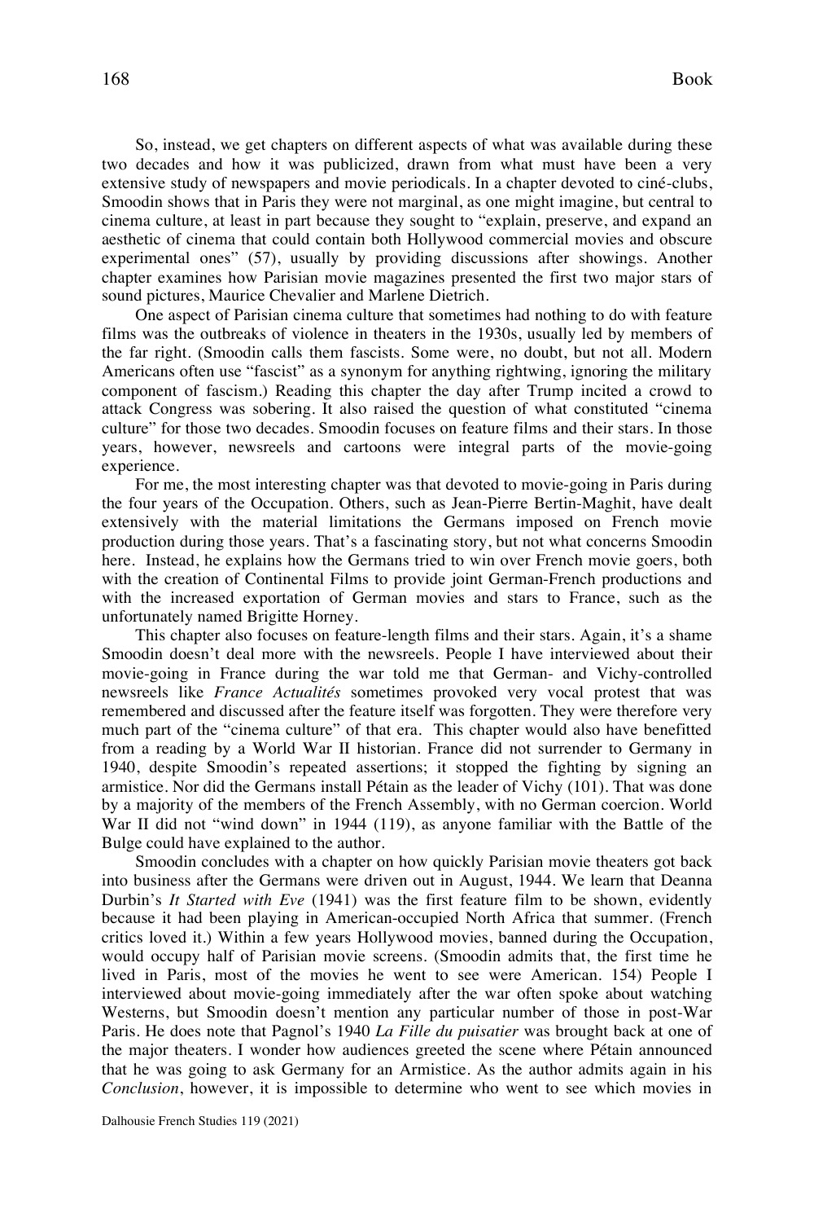So, instead, we get chapters on different aspects of what was available during these two decades and how it was publicized, drawn from what must have been a very extensive study of newspapers and movie periodicals. In a chapter devoted to ciné-clubs, Smoodin shows that in Paris they were not marginal, as one might imagine, but central to cinema culture, at least in part because they sought to "explain, preserve, and expand an aesthetic of cinema that could contain both Hollywood commercial movies and obscure experimental ones" (57), usually by providing discussions after showings. Another chapter examines how Parisian movie magazines presented the first two major stars of sound pictures, Maurice Chevalier and Marlene Dietrich.

One aspect of Parisian cinema culture that sometimes had nothing to do with feature films was the outbreaks of violence in theaters in the 1930s, usually led by members of the far right. (Smoodin calls them fascists. Some were, no doubt, but not all. Modern Americans often use "fascist" as a synonym for anything rightwing, ignoring the military component of fascism.) Reading this chapter the day after Trump incited a crowd to attack Congress was sobering. It also raised the question of what constituted "cinema culture" for those two decades. Smoodin focuses on feature films and their stars. In those years, however, newsreels and cartoons were integral parts of the movie-going experience.

For me, the most interesting chapter was that devoted to movie-going in Paris during the four years of the Occupation. Others, such as Jean-Pierre Bertin-Maghit, have dealt extensively with the material limitations the Germans imposed on French movie production during those years. That's a fascinating story, but not what concerns Smoodin here. Instead, he explains how the Germans tried to win over French movie goers, both with the creation of Continental Films to provide joint German-French productions and with the increased exportation of German movies and stars to France, such as the unfortunately named Brigitte Horney.

This chapter also focuses on feature-length films and their stars. Again, it's a shame Smoodin doesn't deal more with the newsreels. People I have interviewed about their movie-going in France during the war told me that German- and Vichy-controlled newsreels like *France Actualités* sometimes provoked very vocal protest that was remembered and discussed after the feature itself was forgotten. They were therefore very much part of the "cinema culture" of that era. This chapter would also have benefitted from a reading by a World War II historian. France did not surrender to Germany in 1940, despite Smoodin's repeated assertions; it stopped the fighting by signing an armistice. Nor did the Germans install Pétain as the leader of Vichy (101). That was done by a majority of the members of the French Assembly, with no German coercion. World War II did not "wind down" in 1944 (119), as anyone familiar with the Battle of the Bulge could have explained to the author.

Smoodin concludes with a chapter on how quickly Parisian movie theaters got back into business after the Germans were driven out in August, 1944. We learn that Deanna Durbin's *It Started with Eve* (1941) was the first feature film to be shown, evidently because it had been playing in American-occupied North Africa that summer. (French critics loved it.) Within a few years Hollywood movies, banned during the Occupation, would occupy half of Parisian movie screens. (Smoodin admits that, the first time he lived in Paris, most of the movies he went to see were American. 154) People I interviewed about movie-going immediately after the war often spoke about watching Westerns, but Smoodin doesn't mention any particular number of those in post-War Paris. He does note that Pagnol's 1940 *La Fille du puisatier* was brought back at one of the major theaters. I wonder how audiences greeted the scene where Pétain announced that he was going to ask Germany for an Armistice. As the author admits again in his *Conclusion*, however, it is impossible to determine who went to see which movies in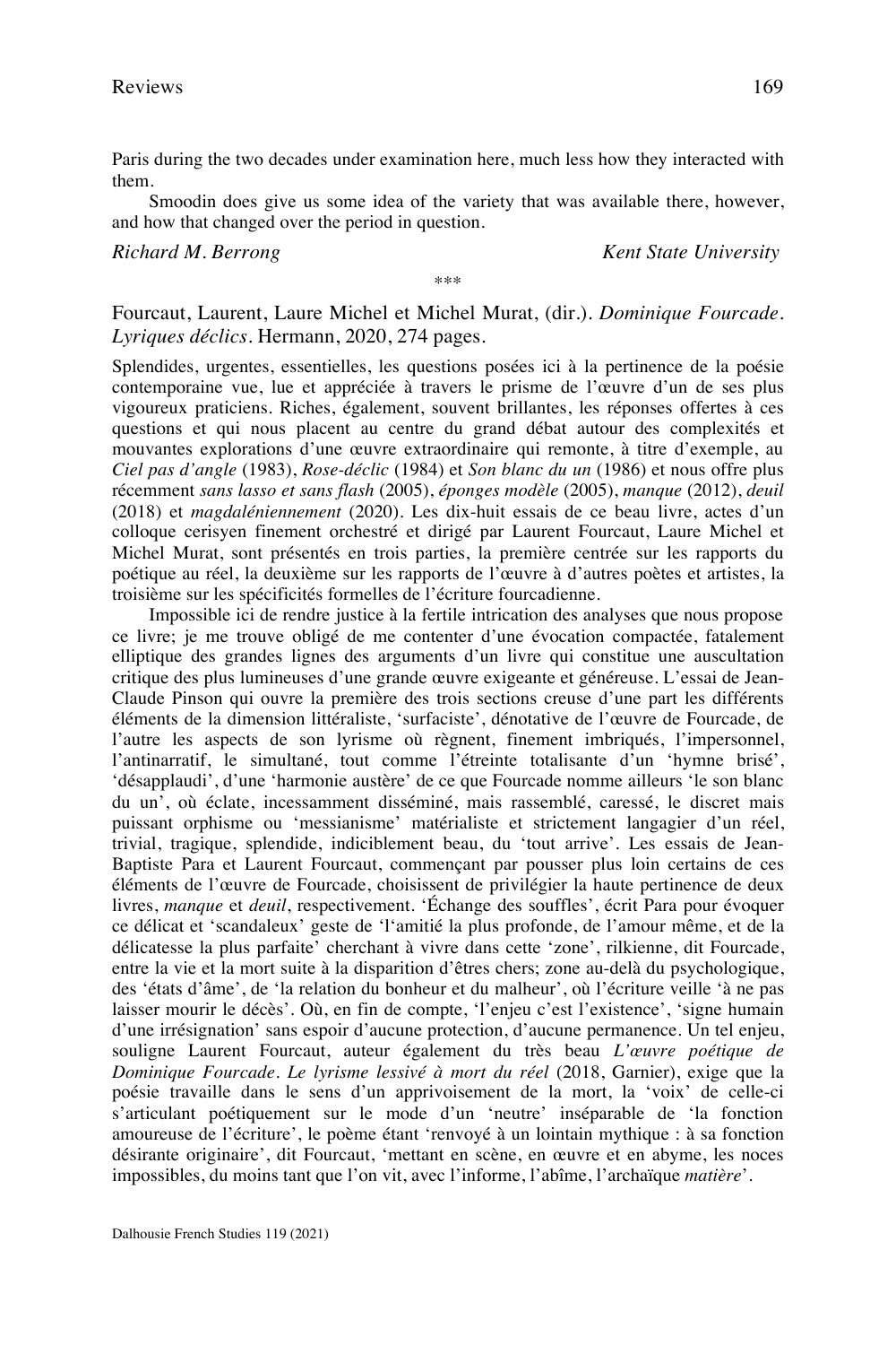Paris during the two decades under examination here, much less how they interacted with them.

Smoodin does give us some idea of the variety that was available there, however, and how that changed over the period in question.

*Richard M. Berrong* — *Kent State University*

\*\*\*

Fourcaut, Laurent, Laure Michel et Michel Murat, (dir.). *Dominique Fourcade. Lyriques déclics*. Hermann, 2020, 274 pages.

Splendides, urgentes, essentielles, les questions posées ici à la pertinence de la poésie contemporaine vue, lue et appréciée à travers le prisme de l'œuvre d'un de ses plus vigoureux praticiens. Riches, également, souvent brillantes, les réponses offertes à ces questions et qui nous placent au centre du grand débat autour des complexités et mouvantes explorations d'une œuvre extraordinaire qui remonte, à titre d'exemple, au *Ciel pas d'angle* (1983), *Rose-déclic* (1984) et *Son blanc du un* (1986) et nous offre plus récemment *sans lasso et sans flash* (2005), *éponges modèle* (2005), *manque* (2012), *deuil* (2018) et *magdaléniennement* (2020). Les dix-huit essais de ce beau livre, actes d'un colloque cerisyen finement orchestré et dirigé par Laurent Fourcaut, Laure Michel et Michel Murat, sont présentés en trois parties, la première centrée sur les rapports du poétique au réel, la deuxième sur les rapports de l'œuvre à d'autres poètes et artistes, la troisième sur les spécificités formelles de l'écriture fourcadienne.

Impossible ici de rendre justice à la fertile intrication des analyses que nous propose ce livre; je me trouve obligé de me contenter d'une évocation compactée, fatalement elliptique des grandes lignes des arguments d'un livre qui constitue une auscultation critique des plus lumineuses d'une grande œuvre exigeante et généreuse. L'essai de Jean-Claude Pinson qui ouvre la première des trois sections creuse d'une part les différents éléments de la dimension littéraliste, 'surfaciste', dénotative de l'œuvre de Fourcade, de l'autre les aspects de son lyrisme où règnent, finement imbriqués, l'impersonnel, l'antinarratif, le simultané, tout comme l'étreinte totalisante d'un 'hymne brisé', 'désapplaudi', d'une 'harmonie austère' de ce que Fourcade nomme ailleurs 'le son blanc du un', où éclate, incessamment disséminé, mais rassemblé, caressé, le discret mais puissant orphisme ou 'messianisme' matérialiste et strictement langagier d'un réel, trivial, tragique, splendide, indiciblement beau, du 'tout arrive'. Les essais de Jean-Baptiste Para et Laurent Fourcaut, commençant par pousser plus loin certains de ces éléments de l'œuvre de Fourcade, choisissent de privilégier la haute pertinence de deux livres, *manque* et *deuil*, respectivement. 'Échange des souffles', écrit Para pour évoquer ce délicat et 'scandaleux' geste de 'l'amitié la plus profonde, de l'amour même, et de la délicatesse la plus parfaite' cherchant à vivre dans cette 'zone', rilkienne, dit Fourcade, entre la vie et la mort suite à la disparition d'êtres chers; zone au-delà du psychologique, des 'états d'âme', de 'la relation du bonheur et du malheur', où l'écriture veille 'à ne pas laisser mourir le décès'. Où, en fin de compte, 'l'enjeu c'est l'existence', 'signe humain d'une irrésignation' sans espoir d'aucune protection, d'aucune permanence. Un tel enjeu, souligne Laurent Fourcaut, auteur également du très beau *L'œuvre poétique de Dominique Fourcade. Le lyrisme lessivé à mort du réel* (2018, Garnier), exige que la poésie travaille dans le sens d'un apprivoisement de la mort, la 'voix' de celle-ci s'articulant poétiquement sur le mode d'un 'neutre' inséparable de 'la fonction amoureuse de l'écriture', le poème étant 'renvoyé à un lointain mythique : à sa fonction désirante originaire', dit Fourcaut, 'mettant en scène, en œuvre et en abyme, les noces impossibles, du moins tant que l'on vit, avec l'informe, l'abîme, l'archaïque *matière*'.